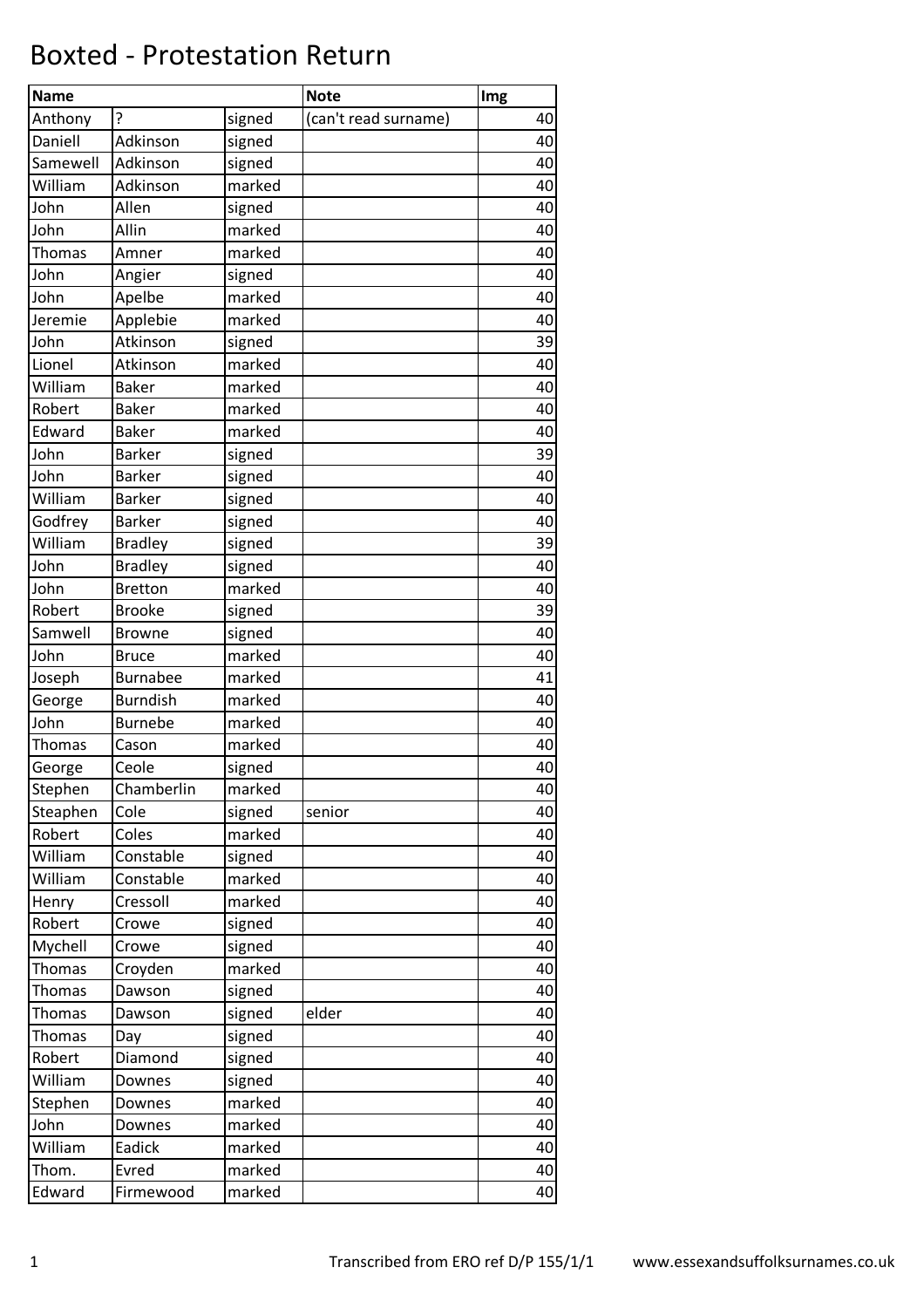# Boxted - Protestation Return

| Name | | | Note | Img |
|---|---|---|---|---|
| Anthony | ? | signed | (can't read surname) | 40 |
| Daniell | Adkinson | signed | | 40 |
| Samewell | Adkinson | signed | | 40 |
| William | Adkinson | marked | | 40 |
| John | Allen | signed | | 40 |
| John | Allin | marked | | 40 |
| Thomas | Amner | marked | | 40 |
| John | Angier | signed | | 40 |
| John | Apelbe | marked | | 40 |
| Jeremie | Applebie | marked | | 40 |
| John | Atkinson | signed | | 39 |
| Lionel | Atkinson | marked | | 40 |
| William | Baker | marked | | 40 |
| Robert | Baker | marked | | 40 |
| Edward | Baker | marked | | 40 |
| John | Barker | signed | | 39 |
| John | Barker | signed | | 40 |
| William | Barker | signed | | 40 |
| Godfrey | Barker | signed | | 40 |
| William | Bradley | signed | | 39 |
| John | Bradley | signed | | 40 |
| John | Bretton | marked | | 40 |
| Robert | Brooke | signed | | 39 |
| Samwell | Browne | signed | | 40 |
| John | Bruce | marked | | 40 |
| Joseph | Burnabee | marked | | 41 |
| George | Burndish | marked | | 40 |
| John | Burnebe | marked | | 40 |
| Thomas | Cason | marked | | 40 |
| George | Ceole | signed | | 40 |
| Stephen | Chamberlin | marked | | 40 |
| Steaphen | Cole | signed | senior | 40 |
| Robert | Coles | marked | | 40 |
| William | Constable | signed | | 40 |
| William | Constable | marked | | 40 |
| Henry | Cressoll | marked | | 40 |
| Robert | Crowe | signed | | 40 |
| Mychell | Crowe | signed | | 40 |
| Thomas | Croyden | marked | | 40 |
| Thomas | Dawson | signed | | 40 |
| Thomas | Dawson | signed | elder | 40 |
| Thomas | Day | signed | | 40 |
| Robert | Diamond | signed | | 40 |
| William | Downes | signed | | 40 |
| Stephen | Downes | marked | | 40 |
| John | Downes | marked | | 40 |
| William | Eadick | marked | | 40 |
| Thom. | Evred | marked | | 40 |
| Edward | Firmewood | marked | | 40 |

Transcribed from ERO ref D/P 155/1/1 www.essexandsuffolksurnames.co.uk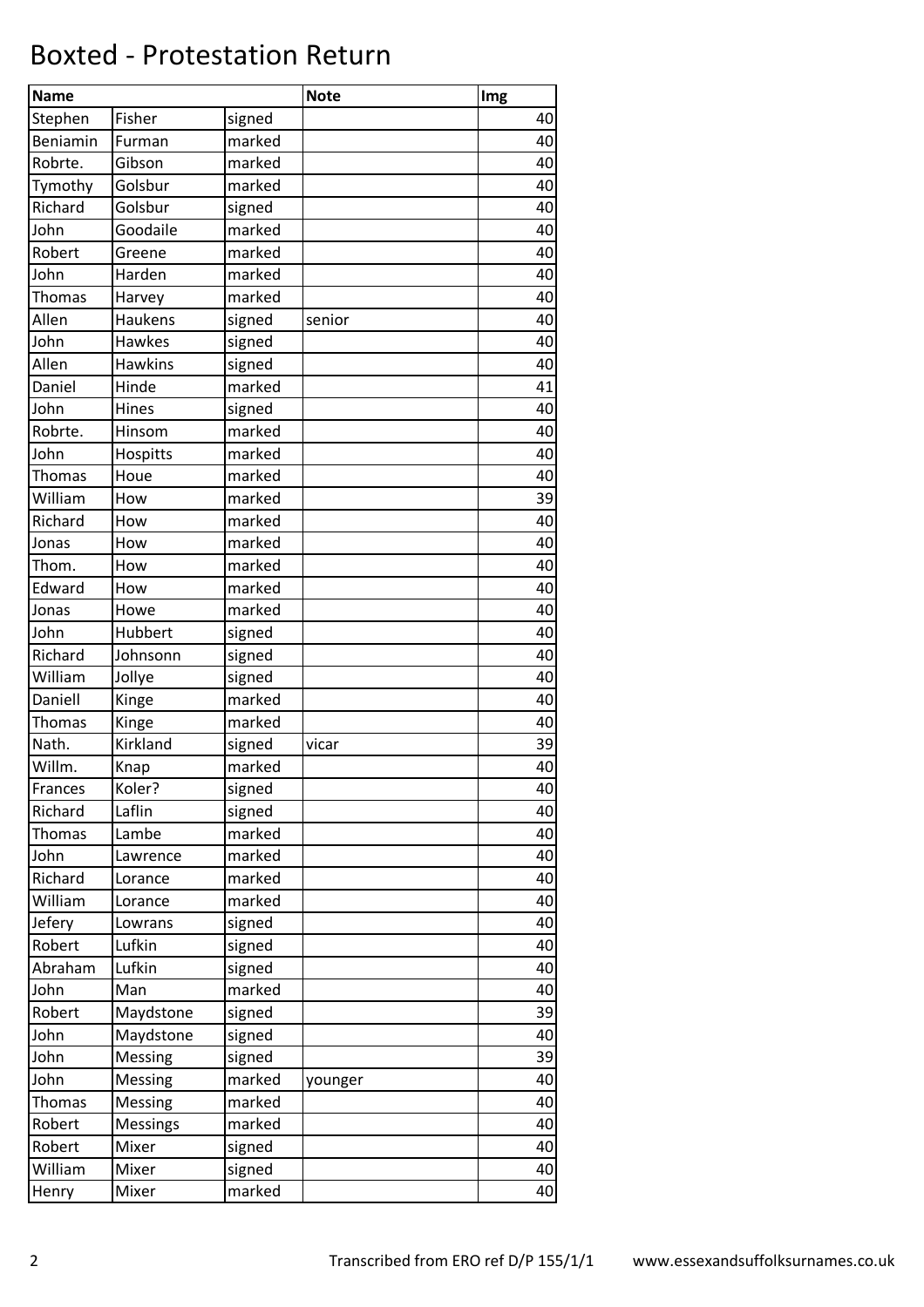# Boxted - Protestation Return

| Name | | | Note | Img |
|---|---|---|---|---|
| Stephen | Fisher | signed | | 40 |
| Beniamin | Furman | marked | | 40 |
| Robrte. | Gibson | marked | | 40 |
| Tymothy | Golsbur | marked | | 40 |
| Richard | Golsbur | signed | | 40 |
| John | Goodaile | marked | | 40 |
| Robert | Greene | marked | | 40 |
| John | Harden | marked | | 40 |
| Thomas | Harvey | marked | | 40 |
| Allen | Haukens | signed | senior | 40 |
| John | Hawkes | signed | | 40 |
| Allen | Hawkins | signed | | 40 |
| Daniel | Hinde | marked | | 41 |
| John | Hines | signed | | 40 |
| Robrte. | Hinsom | marked | | 40 |
| John | Hospitts | marked | | 40 |
| Thomas | Houe | marked | | 40 |
| William | How | marked | | 39 |
| Richard | How | marked | | 40 |
| Jonas | How | marked | | 40 |
| Thom. | How | marked | | 40 |
| Edward | How | marked | | 40 |
| Jonas | Howe | marked | | 40 |
| John | Hubbert | signed | | 40 |
| Richard | Johnsonn | signed | | 40 |
| William | Jollye | signed | | 40 |
| Daniell | Kinge | marked | | 40 |
| Thomas | Kinge | marked | | 40 |
| Nath. | Kirkland | signed | vicar | 39 |
| Willm. | Knap | marked | | 40 |
| Frances | Koler? | signed | | 40 |
| Richard | Laflin | signed | | 40 |
| Thomas | Lambe | marked | | 40 |
| John | Lawrence | marked | | 40 |
| Richard | Lorance | marked | | 40 |
| William | Lorance | marked | | 40 |
| Jefery | Lowrans | signed | | 40 |
| Robert | Lufkin | signed | | 40 |
| Abraham | Lufkin | signed | | 40 |
| John | Man | marked | | 40 |
| Robert | Maydstone | signed | | 39 |
| John | Maydstone | signed | | 40 |
| John | Messing | signed | | 39 |
| John | Messing | marked | younger | 40 |
| Thomas | Messing | marked | | 40 |
| Robert | Messings | marked | | 40 |
| Robert | Mixer | signed | | 40 |
| William | Mixer | signed | | 40 |
| Henry | Mixer | marked | | 40 |

Transcribed from ERO ref D/P 155/1/1 www.essexandsuffolksurnames.co.uk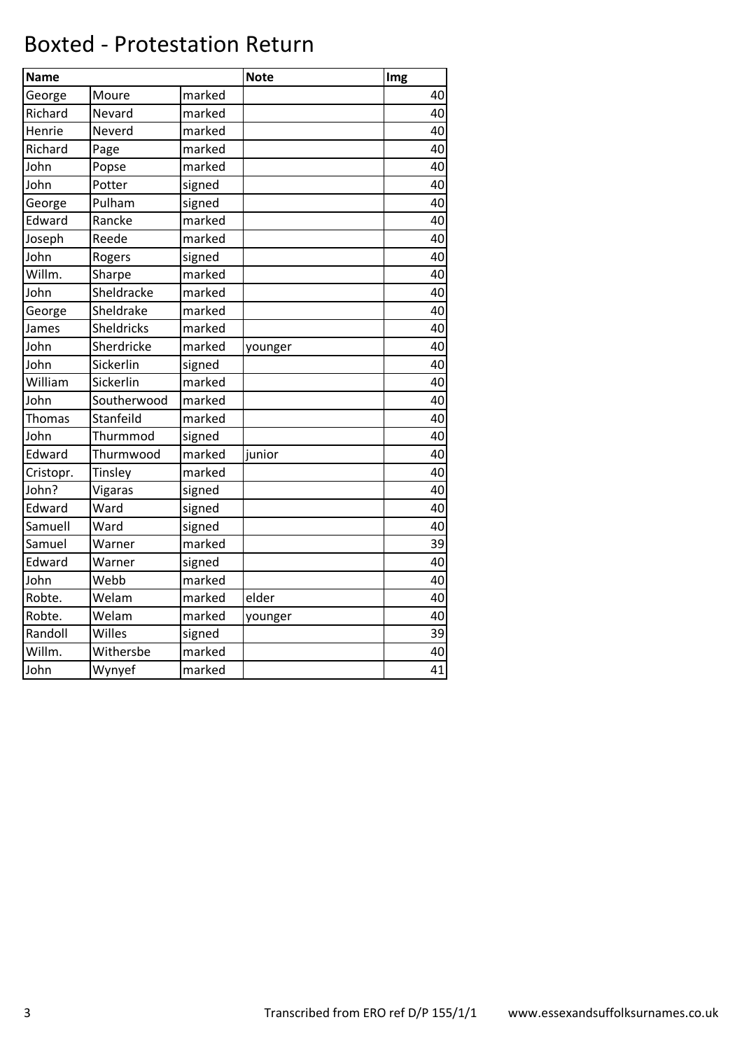# Boxted - Protestation Return

| Name | | | Note | Img |
|---|---|---|---|---|
| George | Moure | marked | | 40 |
| Richard | Nevard | marked | | 40 |
| Henrie | Neverd | marked | | 40 |
| Richard | Page | marked | | 40 |
| John | Popse | marked | | 40 |
| John | Potter | signed | | 40 |
| George | Pulham | signed | | 40 |
| Edward | Rancke | marked | | 40 |
| Joseph | Reede | marked | | 40 |
| John | Rogers | signed | | 40 |
| Willm. | Sharpe | marked | | 40 |
| John | Sheldracke | marked | | 40 |
| George | Sheldrake | marked | | 40 |
| James | Sheldricks | marked | | 40 |
| John | Sherdricke | marked | younger | 40 |
| John | Sickerlin | signed | | 40 |
| William | Sickerlin | marked | | 40 |
| John | Southerwood | marked | | 40 |
| Thomas | Stanfeild | marked | | 40 |
| John | Thurmmod | signed | | 40 |
| Edward | Thurmwood | marked | junior | 40 |
| Cristopr. | Tinsley | marked | | 40 |
| John? | Vigaras | signed | | 40 |
| Edward | Ward | signed | | 40 |
| Samuell | Ward | signed | | 40 |
| Samuel | Warner | marked | | 39 |
| Edward | Warner | signed | | 40 |
| John | Webb | marked | | 40 |
| Robte. | Welam | marked | elder | 40 |
| Robte. | Welam | marked | younger | 40 |
| Randoll | Willes | signed | | 39 |
| Willm. | Withersbe | marked | | 40 |
| John | Wynyef | marked | | 41 |

Transcribed from ERO ref D/P 155/1/1 www.essexandsuffolksurnames.co.uk